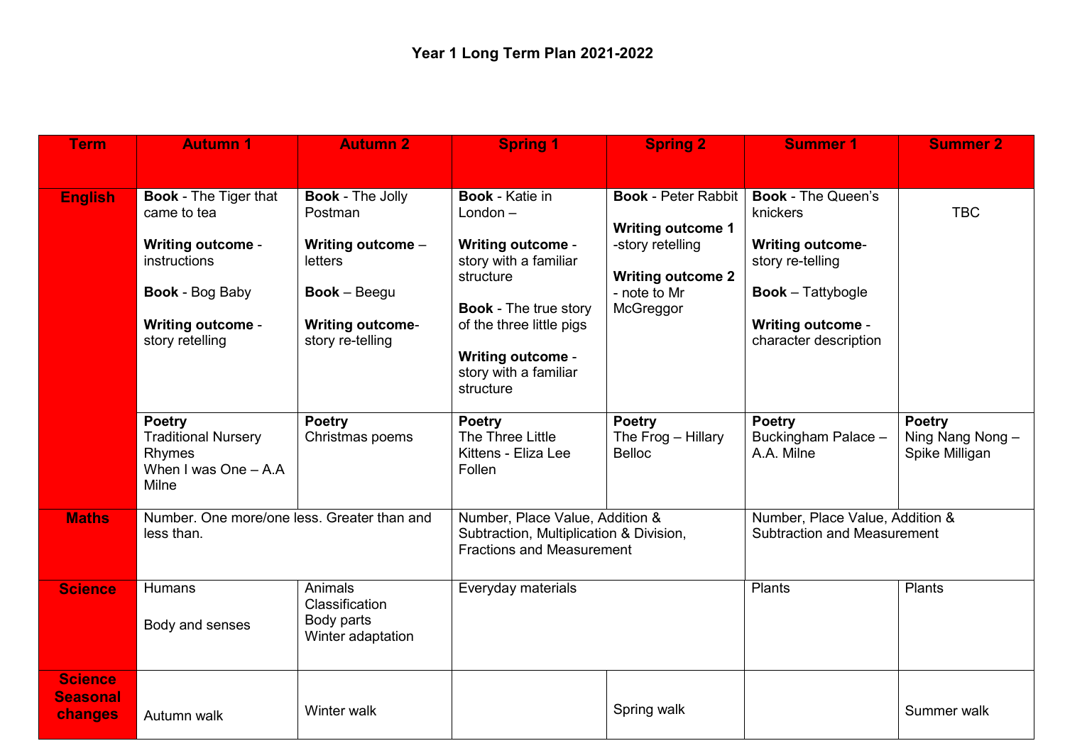# Year 1 Long Term Plan 2021-2022

| Term | Autumn 1 | Autumn 2 | Spring 1 | Spring 2 | Summer 1 | Summer 2 |
|---|---|---|---|---|---|---|
| **English** | **Book** - The Tiger that came to tea<br><br>**Writing outcome** - instructions<br><br>**Book** - Bog Baby<br><br>**Writing outcome** - story retelling | **Book** - The Jolly Postman<br><br>**Writing outcome** – letters<br><br>**Book** – Beegu<br><br>**Writing outcome**- story re-telling | **Book** - Katie in London –<br><br>**Writing outcome** - story with a familiar structure<br><br>**Book** - The true story of the three little pigs<br><br>**Writing outcome** - story with a familiar structure | **Book** - Peter Rabbit<br><br>**Writing outcome 1** -story retelling<br><br>**Writing outcome 2** - note to Mr McGreggor | **Book** - The Queen's knickers<br><br>**Writing outcome**- story re-telling<br><br>**Book** – Tattybogle<br><br>**Writing outcome** - character description | TBC |
| | **Poetry**<br>Traditional Nursery Rhymes<br>When I was One – A.A Milne | **Poetry**<br>Christmas poems | **Poetry**<br>The Three Little Kittens - Eliza Lee Follen | **Poetry**<br>The Frog – Hillary Belloc | **Poetry**<br>Buckingham Palace – A.A. Milne | **Poetry**<br>Ning Nang Nong – Spike Milligan |
| **Maths** | Number. One more/one less. Greater than and less than. | | Number, Place Value, Addition & Subtraction, Multiplication & Division, Fractions and Measurement | | Number, Place Value, Addition & Subtraction and Measurement | |
| **Science** | Humans<br><br>Body and senses | Animals<br>Classification<br>Body parts<br>Winter adaptation | Everyday materials | | Plants | Plants |
| **Science Seasonal changes** | Autumn walk | Winter walk | | Spring walk | | Summer walk |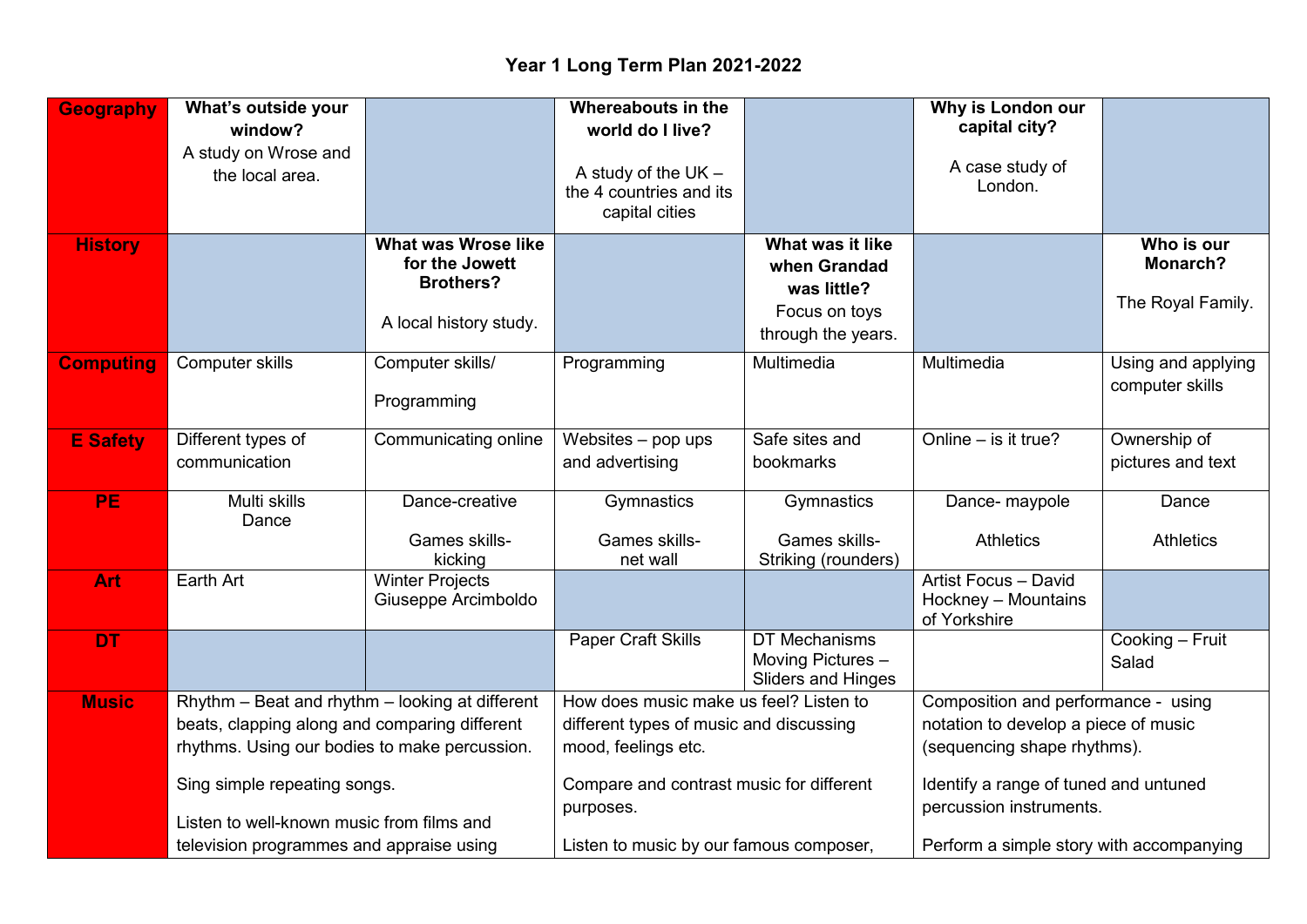# Year 1 Long Term Plan 2021-2022

| | | | | | | |
|---|---|---|---|---|---|---|
| **Geography** | **What's outside your window?** A study on Wrose and the local area. | | **Whereabouts in the world do I live?** A study of the UK – the 4 countries and its capital cities | | **Why is London our capital city?** A case study of London. | |
| **History** | | **What was Wrose like for the Jowett Brothers?** A local history study. | | **What was it like when Grandad was little?** Focus on toys through the years. | | **Who is our Monarch?** The Royal Family. |
| **Computing** | Computer skills | Computer skills/ Programming | Programming | Multimedia | Multimedia | Using and applying computer skills |
| **E Safety** | Different types of communication | Communicating online | Websites – pop ups and advertising | Safe sites and bookmarks | Online – is it true? | Ownership of pictures and text |
| **PE** | Multi skills Dance | Dance-creative Games skills-kicking | Gymnastics Games skills-net wall | Gymnastics Games skills-Striking (rounders) | Dance- maypole Athletics | Dance Athletics |
| **Art** | Earth Art | Winter Projects Giuseppe Arcimboldo | | | Artist Focus – David Hockney – Mountains of Yorkshire | |
| **DT** | | | Paper Craft Skills | DT Mechanisms Moving Pictures – Sliders and Hinges | | Cooking – Fruit Salad |
| **Music** | Rhythm – Beat and rhythm – looking at different beats, clapping along and comparing different rhythms. Using our bodies to make percussion. Sing simple repeating songs. Listen to well-known music from films and television programmes and appraise using | | How does music make us feel? Listen to different types of music and discussing mood, feelings etc. Compare and contrast music for different purposes. Listen to music by our famous composer, | | Composition and performance - using notation to develop a piece of music (sequencing shape rhythms). Identify a range of tuned and untuned percussion instruments. Perform a simple story with accompanying | |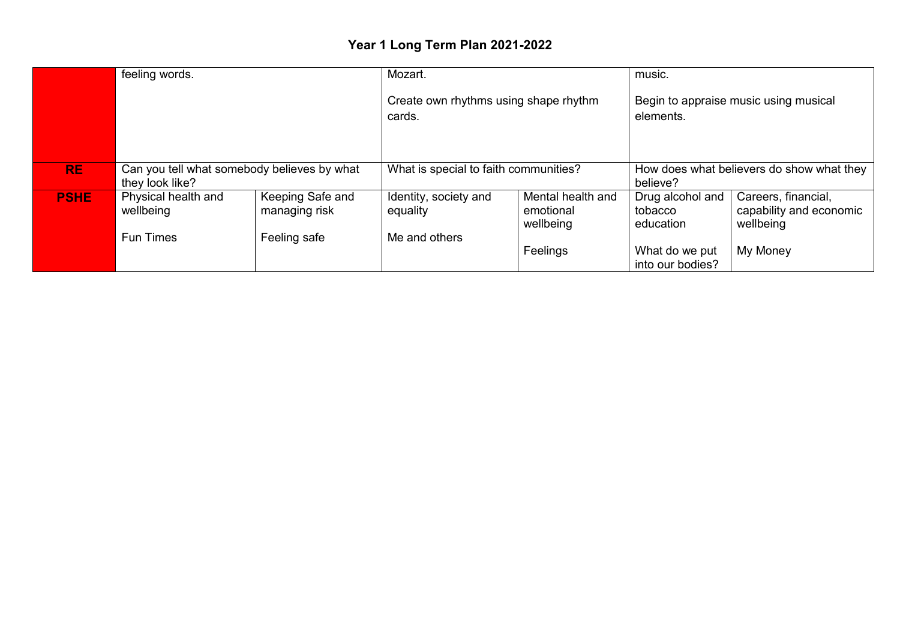# Year 1 Long Term Plan 2021-2022

| | | | | | | |
|---|---|---|---|---|---|---|
| | feeling words. | | Mozart.<br><br>Create own rhythms using shape rhythm cards. | | music.<br><br>Begin to appraise music using musical elements. | |
| **RE** | Can you tell what somebody believes by what they look like? | | What is special to faith communities? | | How does what believers do show what they believe? | |
| **PSHE** | Physical health and wellbeing<br><br>Fun Times | Keeping Safe and managing risk<br><br>Feeling safe | Identity, society and equality<br><br>Me and others | Mental health and emotional wellbeing<br><br>Feelings | Drug alcohol and tobacco education<br><br>What do we put into our bodies? | Careers, financial, capability and economic wellbeing<br><br>My Money |